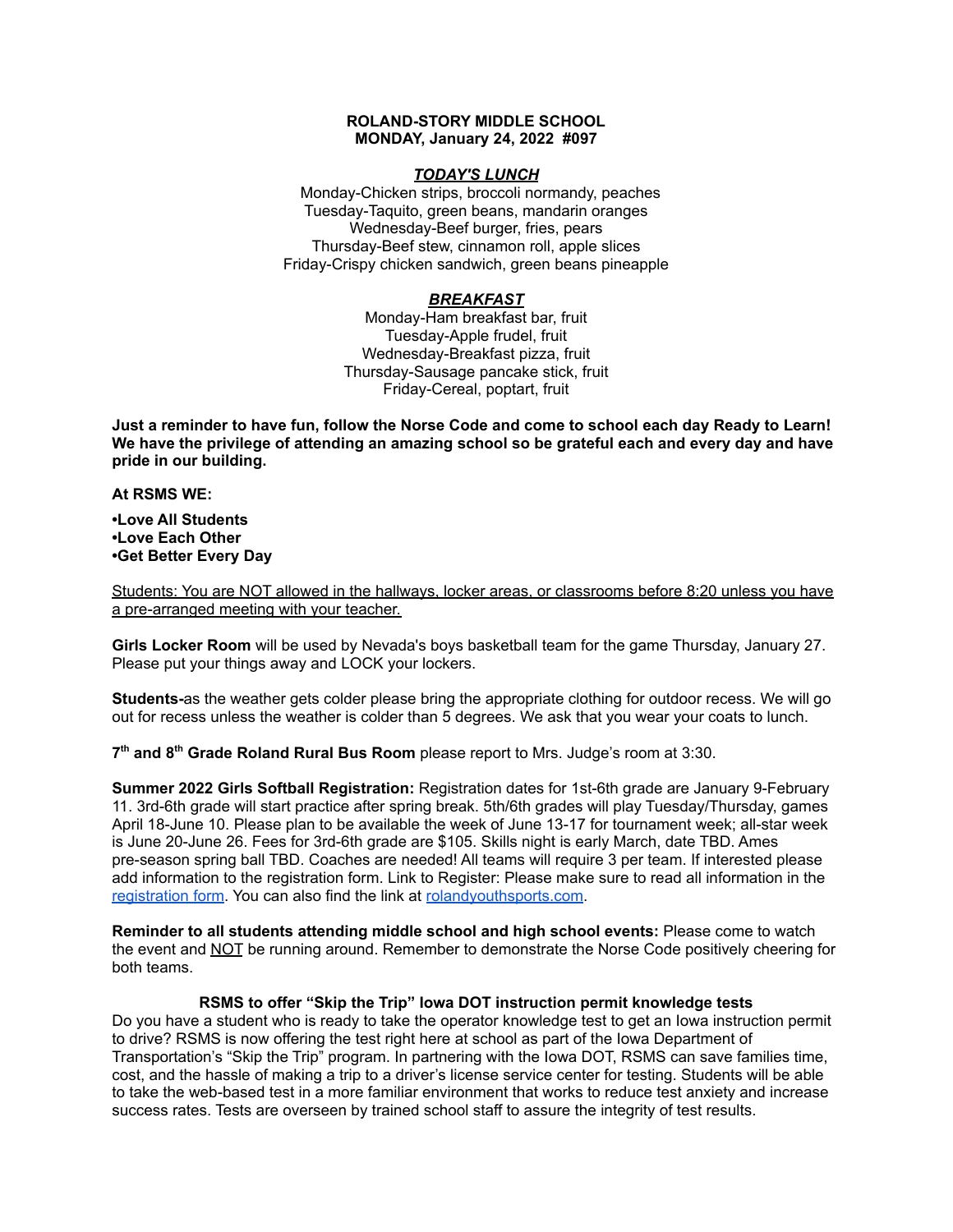**ROLAND-STORY MIDDLE SCHOOL**
**MONDAY, January 24, 2022 #097**

***TODAY'S LUNCH***

Monday-Chicken strips, broccoli normandy, peaches
Tuesday-Taquito, green beans, mandarin oranges
Wednesday-Beef burger, fries, pears
Thursday-Beef stew, cinnamon roll, apple slices
Friday-Crispy chicken sandwich, green beans pineapple

***BREAKFAST***

Monday-Ham breakfast bar, fruit
Tuesday-Apple frudel, fruit
Wednesday-Breakfast pizza, fruit
Thursday-Sausage pancake stick, fruit
Friday-Cereal, poptart, fruit

**Just a reminder to have fun, follow the Norse Code and come to school each day Ready to Learn! We have the privilege of attending an amazing school so be grateful each and every day and have pride in our building.**

**At RSMS WE:**

**•Love All Students**
**•Love Each Other**
**•Get Better Every Day**

<u>Students: You are NOT allowed in the hallways, locker areas, or classrooms before 8:20 unless you have a pre-arranged meeting with your teacher.</u>

**Girls Locker Room** will be used by Nevada's boys basketball team for the game Thursday, January 27. Please put your things away and LOCK your lockers.

**Students-**as the weather gets colder please bring the appropriate clothing for outdoor recess. We will go out for recess unless the weather is colder than 5 degrees. We ask that you wear your coats to lunch.

**7th and 8th Grade Roland Rural Bus Room** please report to Mrs. Judge's room at 3:30.

**Summer 2022 Girls Softball Registration:** Registration dates for 1st-6th grade are January 9-February 11. 3rd-6th grade will start practice after spring break. 5th/6th grades will play Tuesday/Thursday, games April 18-June 10. Please plan to be available the week of June 13-17 for tournament week; all-star week is June 20-June 26. Fees for 3rd-6th grade are $105. Skills night is early March, date TBD. Ames pre-season spring ball TBD. Coaches are needed! All teams will require 3 per team. If interested please add information to the registration form. Link to Register: Please make sure to read all information in the registration form. You can also find the link at rolandyouthsports.com.

**Reminder to all students attending middle school and high school events:** Please come to watch the event and <u>NOT</u> be running around. Remember to demonstrate the Norse Code positively cheering for both teams.

**RSMS to offer "Skip the Trip" Iowa DOT instruction permit knowledge tests**

Do you have a student who is ready to take the operator knowledge test to get an Iowa instruction permit to drive? RSMS is now offering the test right here at school as part of the Iowa Department of Transportation's "Skip the Trip" program. In partnering with the Iowa DOT, RSMS can save families time, cost, and the hassle of making a trip to a driver's license service center for testing. Students will be able to take the web-based test in a more familiar environment that works to reduce test anxiety and increase success rates. Tests are overseen by trained school staff to assure the integrity of test results.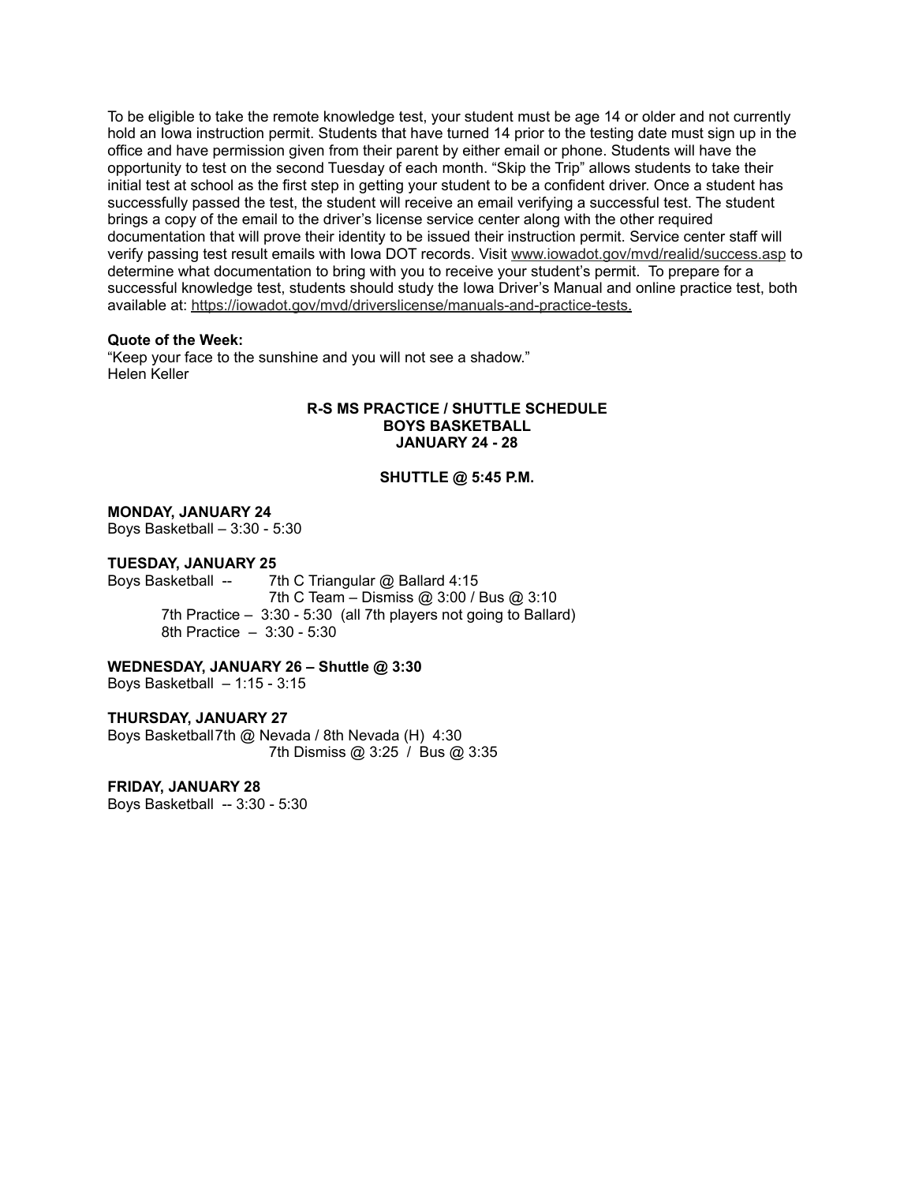To be eligible to take the remote knowledge test, your student must be age 14 or older and not currently hold an Iowa instruction permit. Students that have turned 14 prior to the testing date must sign up in the office and have permission given from their parent by either email or phone. Students will have the opportunity to test on the second Tuesday of each month. “Skip the Trip” allows students to take their initial test at school as the first step in getting your student to be a confident driver. Once a student has successfully passed the test, the student will receive an email verifying a successful test. The student brings a copy of the email to the driver’s license service center along with the other required documentation that will prove their identity to be issued their instruction permit. Service center staff will verify passing test result emails with Iowa DOT records. Visit www.iowadot.gov/mvd/realid/success.asp to determine what documentation to bring with you to receive your student’s permit. To prepare for a successful knowledge test, students should study the Iowa Driver’s Manual and online practice test, both available at: https://iowadot.gov/mvd/driverslicense/manuals-and-practice-tests.

**Quote of the Week:**
“Keep your face to the sunshine and you will not see a shadow.”
Helen Keller

**R-S MS PRACTICE / SHUTTLE SCHEDULE**
**BOYS BASKETBALL**
**JANUARY 24 - 28**

**SHUTTLE @ 5:45 P.M.**

**MONDAY, JANUARY 24**
Boys Basketball – 3:30 - 5:30

**TUESDAY, JANUARY 25**
Boys Basketball -- 7th C Triangular @ Ballard 4:15
7th C Team – Dismiss @ 3:00 / Bus @ 3:10
7th Practice – 3:30 - 5:30 (all 7th players not going to Ballard)
8th Practice – 3:30 - 5:30

**WEDNESDAY, JANUARY 26 – Shuttle @ 3:30**
Boys Basketball – 1:15 - 3:15

**THURSDAY, JANUARY 27**
Boys Basketball7th @ Nevada / 8th Nevada (H) 4:30
7th Dismiss @ 3:25 / Bus @ 3:35

**FRIDAY, JANUARY 28**
Boys Basketball -- 3:30 - 5:30